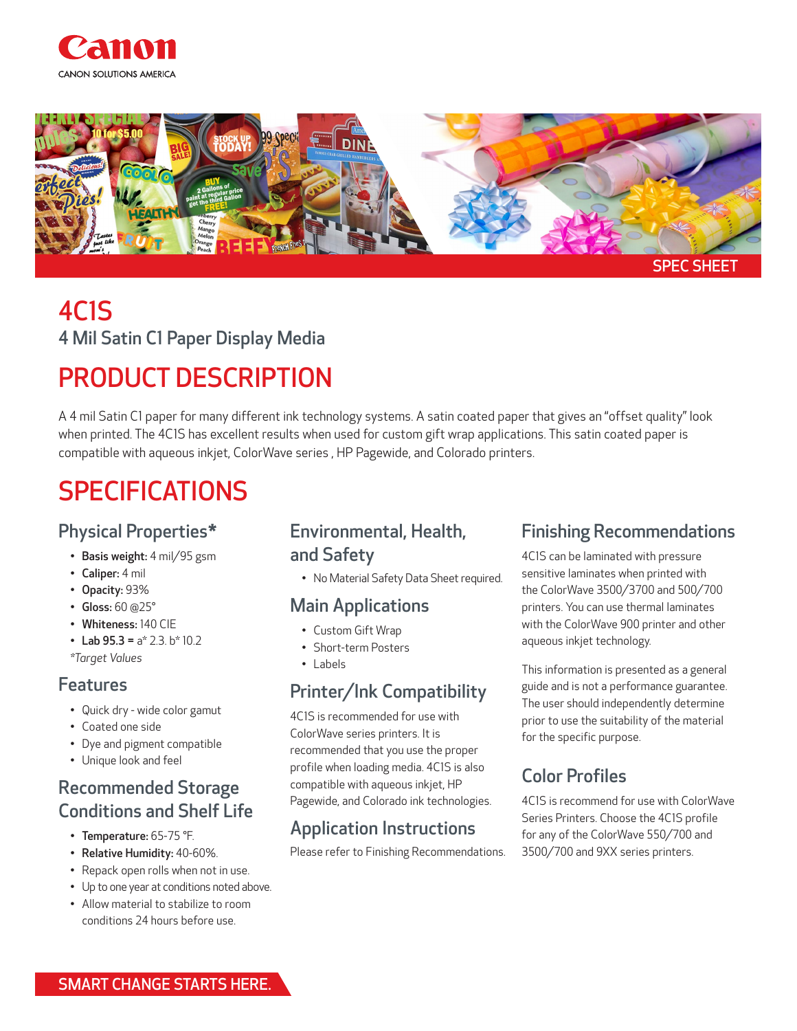Canon

CANON SOLUTIONS AMERICA

SPEC SHEET

# 4C1S

4 Mil Satin C1 Paper Display Media

# PRODUCT DESCRIPTION

A 4 mil Satin C1 paper for many different ink technology systems. A satin coated paper that gives an "offset quality" look when printed. The 4C1S has excellent results when used for custom gift wrap applications. This satin coated paper is compatible with aqueous inkjet, ColorWave series , HP Pagewide, and Colorado printers.

# SPECIFICATIONS

## Physical Properties*

- **Basis weight:** 4 mil/95 gsm
- **Caliper:** 4 mil
- **Opacity:** 93%
- **Gloss:** 60 @25°
- **Whiteness:** 140 CIE
- **Lab 95.3 =** a* 2.3. b* 10.2

*Target Values*

## Features

- Quick dry - wide color gamut
- Coated one side
- Dye and pigment compatible
- Unique look and feel

## Recommended Storage Conditions and Shelf Life

- **Temperature:** 65-75 °F.
- **Relative Humidity:** 40-60%.
- Repack open rolls when not in use.
- Up to one year at conditions noted above.
- Allow material to stabilize to room conditions 24 hours before use.

## Environmental, Health, and Safety

- No Material Safety Data Sheet required.

## Main Applications

- Custom Gift Wrap
- Short-term Posters
- Labels

## Printer/Ink Compatibility

4C1S is recommended for use with ColorWave series printers. It is recommended that you use the proper profile when loading media. 4C1S is also compatible with aqueous inkjet, HP Pagewide, and Colorado ink technologies.

## Application Instructions

Please refer to Finishing Recommendations.

## Finishing Recommendations

4C1S can be laminated with pressure sensitive laminates when printed with the ColorWave 3500/3700 and 500/700 printers. You can use thermal laminates with the ColorWave 900 printer and other aqueous inkjet technology.

This information is presented as a general guide and is not a performance guarantee. The user should independently determine prior to use the suitability of the material for the specific purpose.

## Color Profiles

4C1S is recommend for use with ColorWave Series Printers. Choose the 4C1S profile for any of the ColorWave 550/700 and 3500/700 and 9XX series printers.

SMART CHANGE STARTS HERE.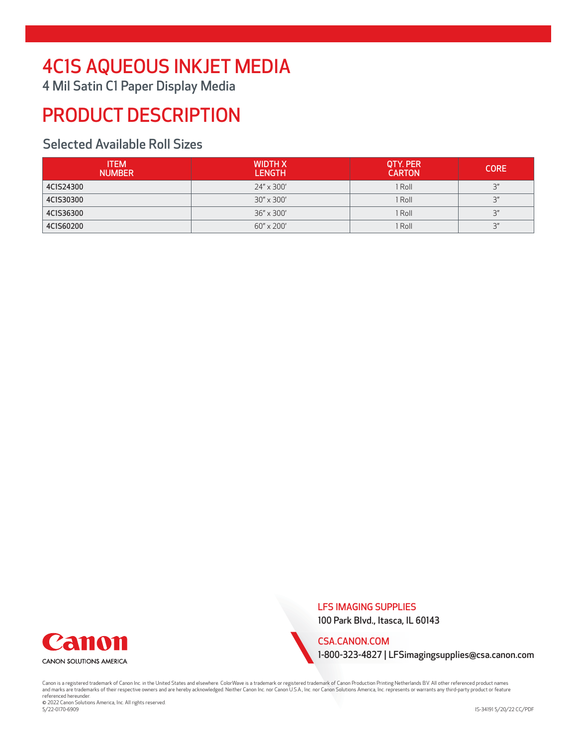# 4C1S AQUEOUS INKJET MEDIA

4 Mil Satin C1 Paper Display Media

# PRODUCT DESCRIPTION

## Selected Available Roll Sizes

| ITEM NUMBER | WIDTH X LENGTH | QTY. PER CARTON | CORE |
|---|---|---|---|
| 4C1S24300 | 24″ x 300′ | 1 Roll | 3″ |
| 4C1S30300 | 30″ x 300′ | 1 Roll | 3″ |
| 4C1S36300 | 36″ x 300′ | 1 Roll | 3″ |
| 4C1S60200 | 60″ x 200′ | 1 Roll | 3″ |

Canon

CANON SOLUTIONS AMERICA

LFS IMAGING SUPPLIES

100 Park Blvd., Itasca, IL 60143

CSA.CANON.COM

1-800-323-4827 | LFSimagingsupplies@csa.canon.com

Canon is a registered trademark of Canon Inc. in the United States and elsewhere. ColorWave is a trademark or registered trademark of Canon Production Printing Netherlands B.V. All other referenced product names and marks are trademarks of their respective owners and are hereby acknowledged. Neither Canon Inc. nor Canon U.S.A., Inc. nor Canon Solutions America, Inc. represents or warrants any third-party product or feature referenced hereunder.
© 2022 Canon Solutions America, Inc. All rights reserved.
5/22-0170-6909

IS-34191 5/20/22 CC/PDF